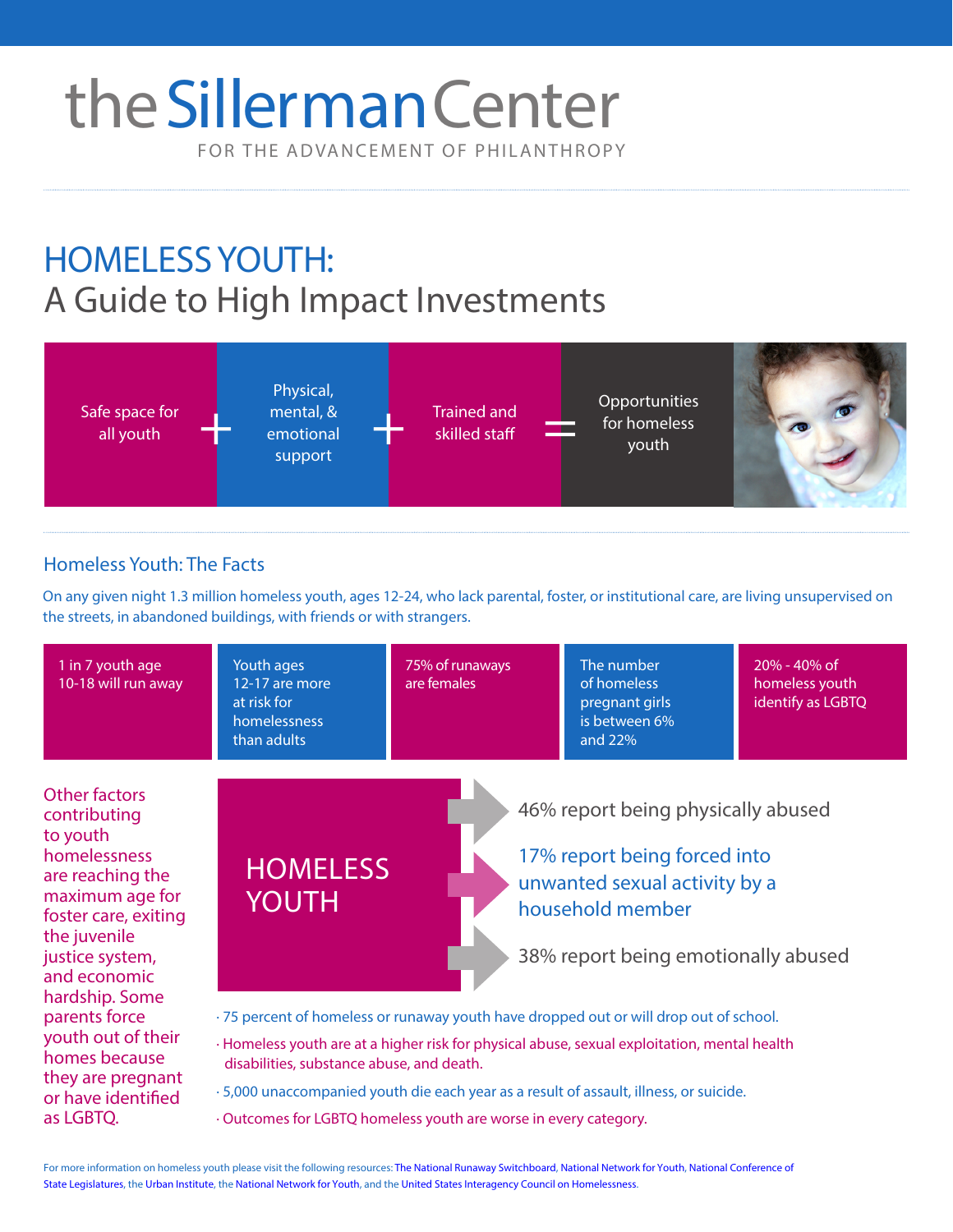# the Sillerman Center

FOR THE ADVANCEMENT OF PHILANTHROPY

## HOMELESS YOUTH:
## A Guide to High Impact Investments

Safe space for all youth + Physical, mental, & emotional support + Trained and skilled staff = Opportunities for homeless youth

### Homeless Youth: The Facts

On any given night 1.3 million homeless youth, ages 12-24, who lack parental, foster, or institutional care, are living unsupervised on the streets, in abandoned buildings, with friends or with strangers.

- 1 in 7 youth age 10-18 will run away
- Youth ages 12-17 are more at risk for homelessness than adults
- 75% of runaways are females
- The number of homeless pregnant girls is between 6% and 22%
- 20% - 40% of homeless youth identify as LGBTQ

Other factors contributing to youth homelessness are reaching the maximum age for foster care, exiting the juvenile justice system, and economic hardship. Some parents force youth out of their homes because they are pregnant or have identified as LGBTQ.

**HOMELESS YOUTH**

- 46% report being physically abused
- 17% report being forced into unwanted sexual activity by a household member
- 38% report being emotionally abused

- 75 percent of homeless or runaway youth have dropped out or will drop out of school.
- Homeless youth are at a higher risk for physical abuse, sexual exploitation, mental health disabilities, substance abuse, and death.
- 5,000 unaccompanied youth die each year as a result of assault, illness, or suicide.
- Outcomes for LGBTQ homeless youth are worse in every category.

For more information on homeless youth please visit the following resources: The National Runaway Switchboard, National Network for Youth, National Conference of State Legislatures, the Urban Institute, the National Network for Youth, and the United States Interagency Council on Homelessness.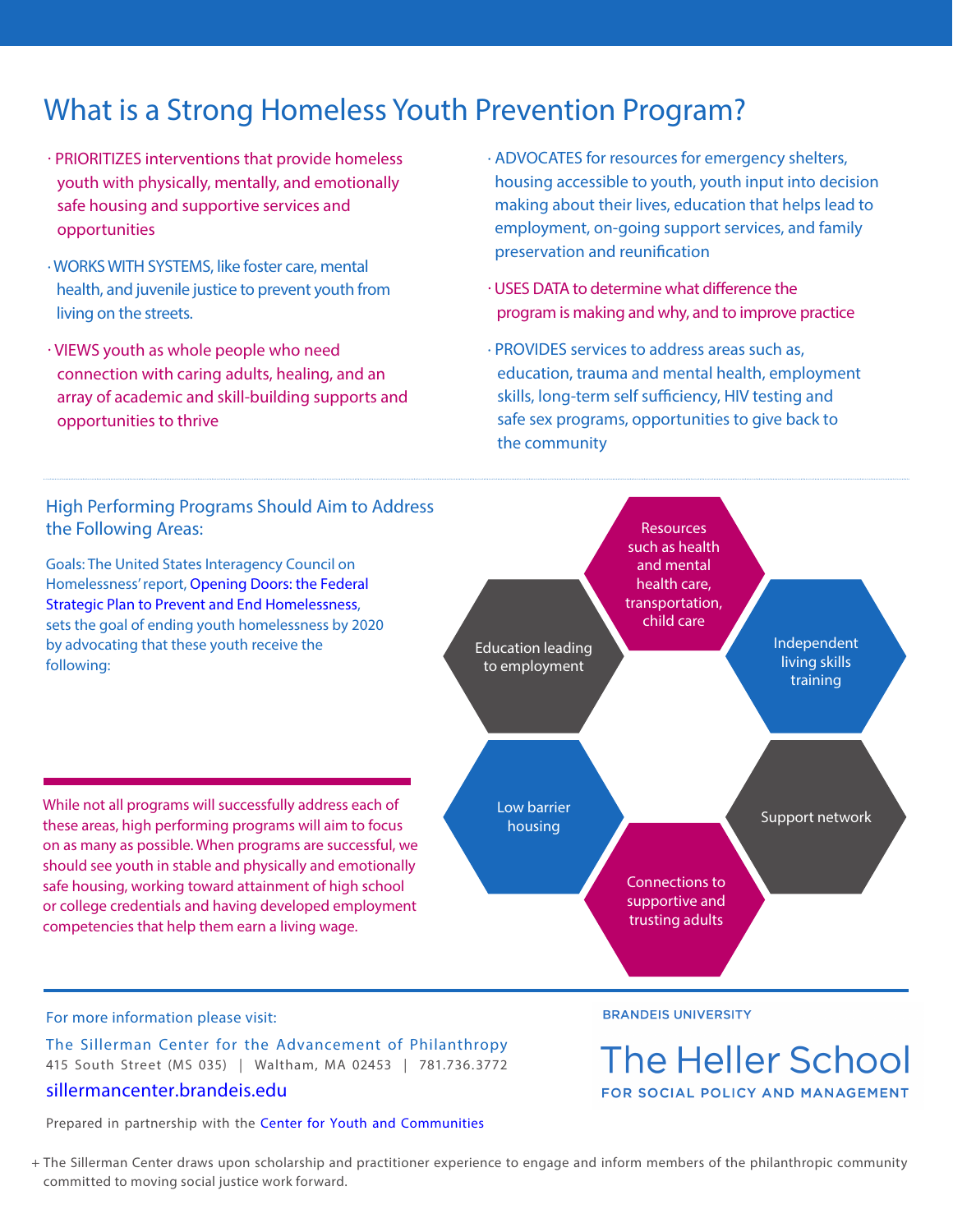# What is a Strong Homeless Youth Prevention Program?

- PRIORITIZES interventions that provide homeless youth with physically, mentally, and emotionally safe housing and supportive services and opportunities
- WORKS WITH SYSTEMS, like foster care, mental health, and juvenile justice to prevent youth from living on the streets.
- VIEWS youth as whole people who need connection with caring adults, healing, and an array of academic and skill-building supports and opportunities to thrive
- ADVOCATES for resources for emergency shelters, housing accessible to youth, youth input into decision making about their lives, education that helps lead to employment, on-going support services, and family preservation and reunification
- USES DATA to determine what difference the program is making and why, and to improve practice
- PROVIDES services to address areas such as, education, trauma and mental health, employment skills, long-term self sufficiency, HIV testing and safe sex programs, opportunities to give back to the community

## High Performing Programs Should Aim to Address the Following Areas:

Goals: The United States Interagency Council on Homelessness' report, Opening Doors: the Federal Strategic Plan to Prevent and End Homelessness, sets the goal of ending youth homelessness by 2020 by advocating that these youth receive the following:

- Resources such as health and mental health care, transportation, child care
- Education leading to employment
- Independent living skills training
- Low barrier housing
- Support network
- Connections to supportive and trusting adults

While not all programs will successfully address each of these areas, high performing programs will aim to focus on as many as possible. When programs are successful, we should see youth in stable and physically and emotionally safe housing, working toward attainment of high school or college credentials and having developed employment competencies that help them earn a living wage.

For more information please visit:

The Sillerman Center for the Advancement of Philanthropy
415 South Street (MS 035) | Waltham, MA 02453 | 781.736.3772

sillermancenter.brandeis.edu

Prepared in partnership with the Center for Youth and Communities

BRANDEIS UNIVERSITY
The Heller School
FOR SOCIAL POLICY AND MANAGEMENT

+ The Sillerman Center draws upon scholarship and practitioner experience to engage and inform members of the philanthropic community committed to moving social justice work forward.